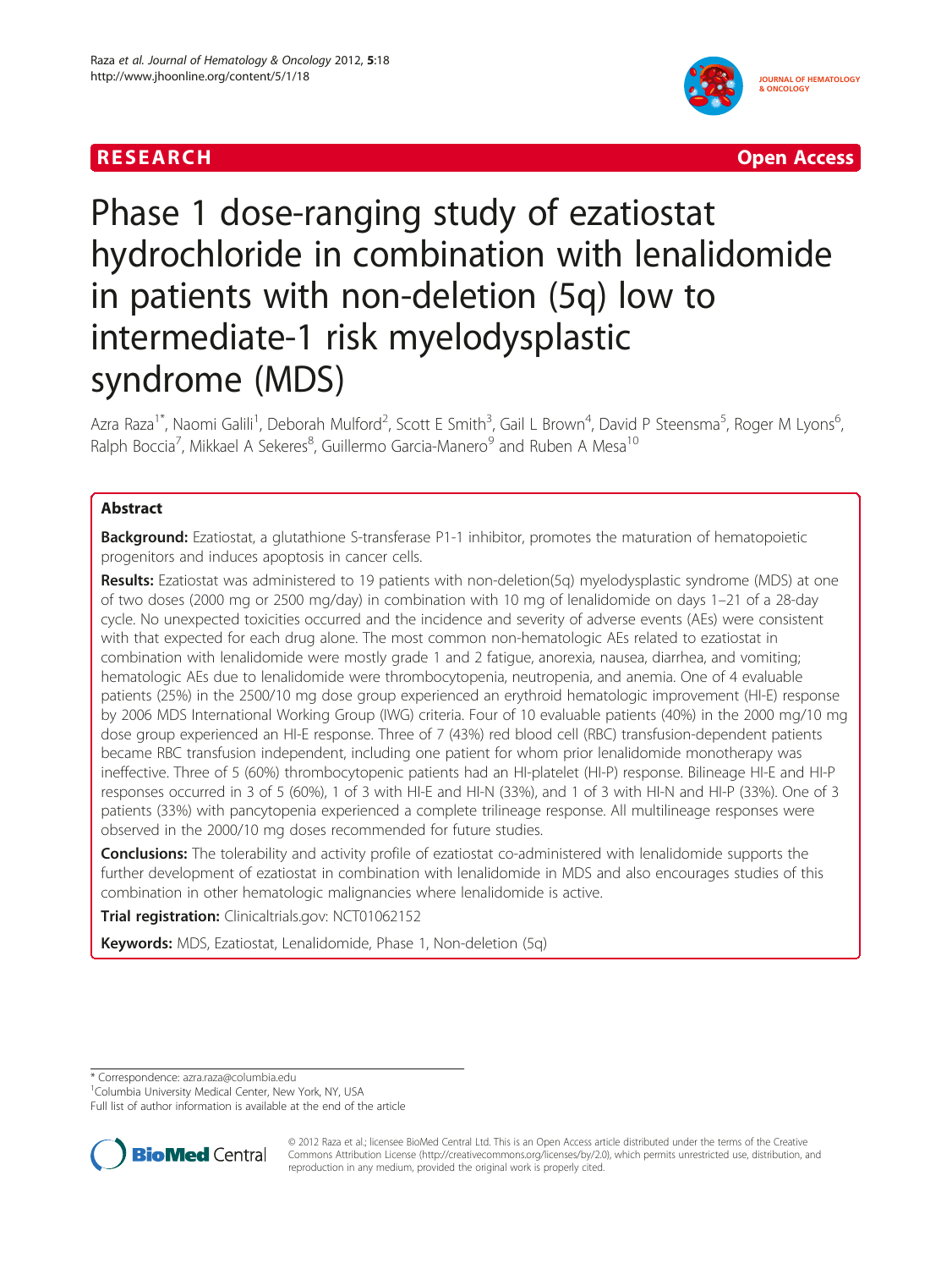RESEARCH Open Access

# Phase 1 dose-ranging study of ezatiostat hydrochloride in combination with lenalidomide in patients with non-deletion (5q) low to intermediate-1 risk myelodysplastic syndrome (MDS)

Azra Raza[1*], Naomi Galili[1], Deborah Mulford[2], Scott E Smith[3], Gail L Brown[4], David P Steensma[5], Roger M Lyons[6], Ralph Boccia[7], Mikkael A Sekeres[8], Guillermo Garcia-Manero[9] and Ruben A Mesa[10]

## Abstract

**Background:** Ezatiostat, a glutathione S-transferase P1-1 inhibitor, promotes the maturation of hematopoietic progenitors and induces apoptosis in cancer cells.

**Results:** Ezatiostat was administered to 19 patients with non-deletion(5q) myelodysplastic syndrome (MDS) at one of two doses (2000 mg or 2500 mg/day) in combination with 10 mg of lenalidomide on days 1–21 of a 28-day cycle. No unexpected toxicities occurred and the incidence and severity of adverse events (AEs) were consistent with that expected for each drug alone. The most common non-hematologic AEs related to ezatiostat in combination with lenalidomide were mostly grade 1 and 2 fatigue, anorexia, nausea, diarrhea, and vomiting; hematologic AEs due to lenalidomide were thrombocytopenia, neutropenia, and anemia. One of 4 evaluable patients (25%) in the 2500/10 mg dose group experienced an erythroid hematologic improvement (HI-E) response by 2006 MDS International Working Group (IWG) criteria. Four of 10 evaluable patients (40%) in the 2000 mg/10 mg dose group experienced an HI-E response. Three of 7 (43%) red blood cell (RBC) transfusion-dependent patients became RBC transfusion independent, including one patient for whom prior lenalidomide monotherapy was ineffective. Three of 5 (60%) thrombocytopenic patients had an HI-platelet (HI-P) response. Bilineage HI-E and HI-P responses occurred in 3 of 5 (60%), 1 of 3 with HI-E and HI-N (33%), and 1 of 3 with HI-N and HI-P (33%). One of 3 patients (33%) with pancytopenia experienced a complete trilineage response. All multilineage responses were observed in the 2000/10 mg doses recommended for future studies.

**Conclusions:** The tolerability and activity profile of ezatiostat co-administered with lenalidomide supports the further development of ezatiostat in combination with lenalidomide in MDS and also encourages studies of this combination in other hematologic malignancies where lenalidomide is active.

**Trial registration:** Clinicaltrials.gov: NCT01062152

**Keywords:** MDS, Ezatiostat, Lenalidomide, Phase 1, Non-deletion (5q)

\* Correspondence: azra.raza@columbia.edu
[1]Columbia University Medical Center, New York, NY, USA
Full list of author information is available at the end of the article

© 2012 Raza et al.; licensee BioMed Central Ltd. This is an Open Access article distributed under the terms of the Creative Commons Attribution License (http://creativecommons.org/licenses/by/2.0), which permits unrestricted use, distribution, and reproduction in any medium, provided the original work is properly cited.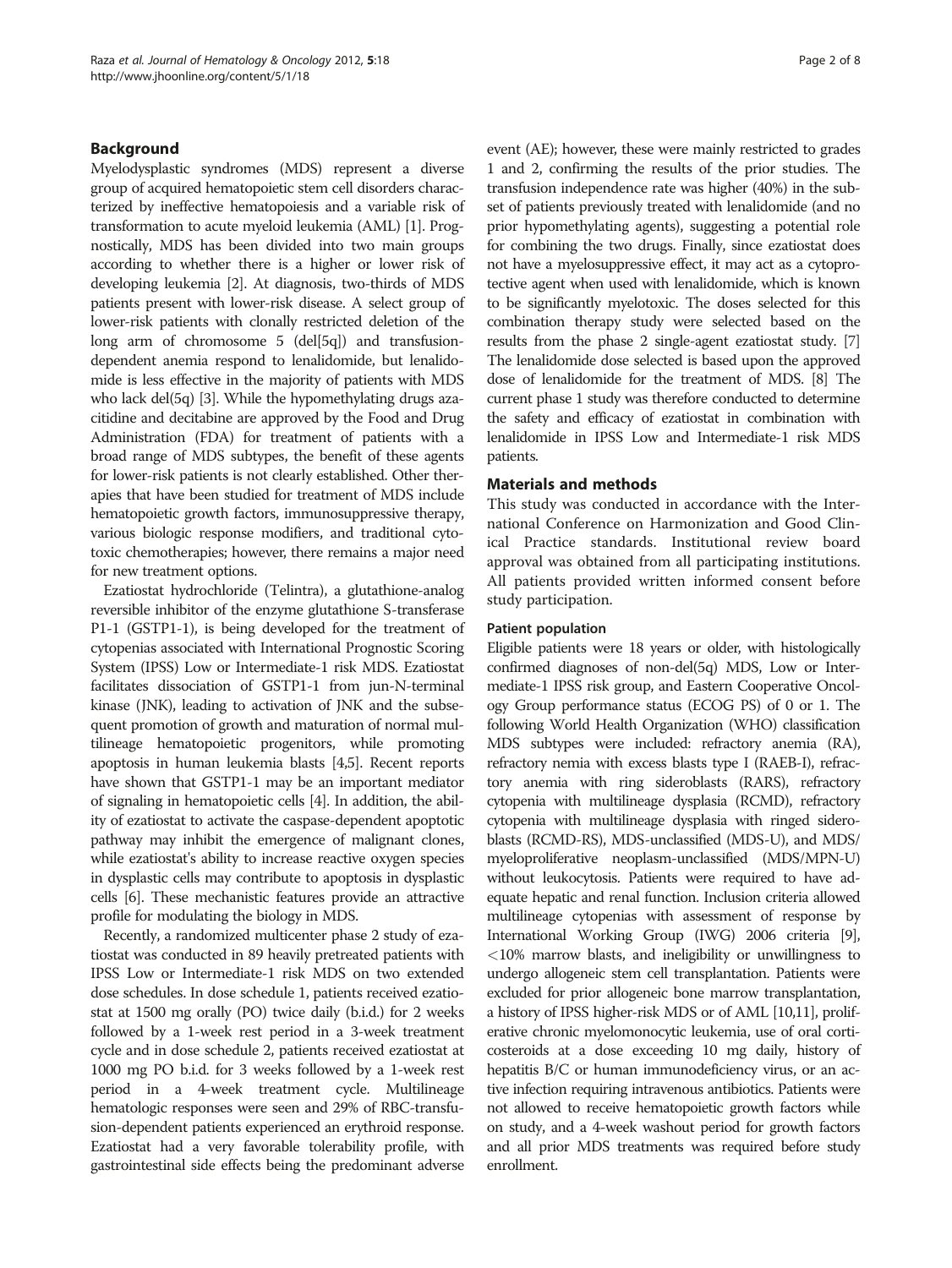## Background

Myelodysplastic syndromes (MDS) represent a diverse group of acquired hematopoietic stem cell disorders characterized by ineffective hematopoiesis and a variable risk of transformation to acute myeloid leukemia (AML) [1]. Prognostically, MDS has been divided into two main groups according to whether there is a higher or lower risk of developing leukemia [2]. At diagnosis, two-thirds of MDS patients present with lower-risk disease. A select group of lower-risk patients with clonally restricted deletion of the long arm of chromosome 5 (del[5q]) and transfusion-dependent anemia respond to lenalidomide, but lenalidomide is less effective in the majority of patients with MDS who lack del(5q) [3]. While the hypomethylating drugs azacitidine and decitabine are approved by the Food and Drug Administration (FDA) for treatment of patients with a broad range of MDS subtypes, the benefit of these agents for lower-risk patients is not clearly established. Other therapies that have been studied for treatment of MDS include hematopoietic growth factors, immunosuppressive therapy, various biologic response modifiers, and traditional cytotoxic chemotherapies; however, there remains a major need for new treatment options.

Ezatiostat hydrochloride (Telintra), a glutathione-analog reversible inhibitor of the enzyme glutathione S-transferase P1-1 (GSTP1-1), is being developed for the treatment of cytopenias associated with International Prognostic Scoring System (IPSS) Low or Intermediate-1 risk MDS. Ezatiostat facilitates dissociation of GSTP1-1 from jun-N-terminal kinase (JNK), leading to activation of JNK and the subsequent promotion of growth and maturation of normal multilineage hematopoietic progenitors, while promoting apoptosis in human leukemia blasts [4,5]. Recent reports have shown that GSTP1-1 may be an important mediator of signaling in hematopoietic cells [4]. In addition, the ability of ezatiostat to activate the caspase-dependent apoptotic pathway may inhibit the emergence of malignant clones, while ezatiostat's ability to increase reactive oxygen species in dysplastic cells may contribute to apoptosis in dysplastic cells [6]. These mechanistic features provide an attractive profile for modulating the biology in MDS.

Recently, a randomized multicenter phase 2 study of ezatiostat was conducted in 89 heavily pretreated patients with IPSS Low or Intermediate-1 risk MDS on two extended dose schedules. In dose schedule 1, patients received ezatiostat at 1500 mg orally (PO) twice daily (b.i.d.) for 2 weeks followed by a 1-week rest period in a 3-week treatment cycle and in dose schedule 2, patients received ezatiostat at 1000 mg PO b.i.d. for 3 weeks followed by a 1-week rest period in a 4-week treatment cycle. Multilineage hematologic responses were seen and 29% of RBC-transfusion-dependent patients experienced an erythroid response. Ezatiostat had a very favorable tolerability profile, with gastrointestinal side effects being the predominant adverse event (AE); however, these were mainly restricted to grades 1 and 2, confirming the results of the prior studies. The transfusion independence rate was higher (40%) in the subset of patients previously treated with lenalidomide (and no prior hypomethylating agents), suggesting a potential role for combining the two drugs. Finally, since ezatiostat does not have a myelosuppressive effect, it may act as a cytoprotective agent when used with lenalidomide, which is known to be significantly myelotoxic. The doses selected for this combination therapy study were selected based on the results from the phase 2 single-agent ezatiostat study. [7] The lenalidomide dose selected is based upon the approved dose of lenalidomide for the treatment of MDS. [8] The current phase 1 study was therefore conducted to determine the safety and efficacy of ezatiostat in combination with lenalidomide in IPSS Low and Intermediate-1 risk MDS patients.

## Materials and methods

This study was conducted in accordance with the International Conference on Harmonization and Good Clinical Practice standards. Institutional review board approval was obtained from all participating institutions. All patients provided written informed consent before study participation.

### Patient population

Eligible patients were 18 years or older, with histologically confirmed diagnoses of non-del(5q) MDS, Low or Intermediate-1 IPSS risk group, and Eastern Cooperative Oncology Group performance status (ECOG PS) of 0 or 1. The following World Health Organization (WHO) classification MDS subtypes were included: refractory anemia (RA), refractory nemia with excess blasts type I (RAEB-I), refractory anemia with ring sideroblasts (RARS), refractory cytopenia with multilineage dysplasia (RCMD), refractory cytopenia with multilineage dysplasia with ringed sideroblasts (RCMD-RS), MDS-unclassified (MDS-U), and MDS/myeloproliferative neoplasm-unclassified (MDS/MPN-U) without leukocytosis. Patients were required to have adequate hepatic and renal function. Inclusion criteria allowed multilineage cytopenias with assessment of response by International Working Group (IWG) 2006 criteria [9], <10% marrow blasts, and ineligibility or unwillingness to undergo allogeneic stem cell transplantation. Patients were excluded for prior allogeneic bone marrow transplantation, a history of IPSS higher-risk MDS or of AML [10,11], proliferative chronic myelomonocytic leukemia, use of oral corticosteroids at a dose exceeding 10 mg daily, history of hepatitis B/C or human immunodeficiency virus, or an active infection requiring intravenous antibiotics. Patients were not allowed to receive hematopoietic growth factors while on study, and a 4-week washout period for growth factors and all prior MDS treatments was required before study enrollment.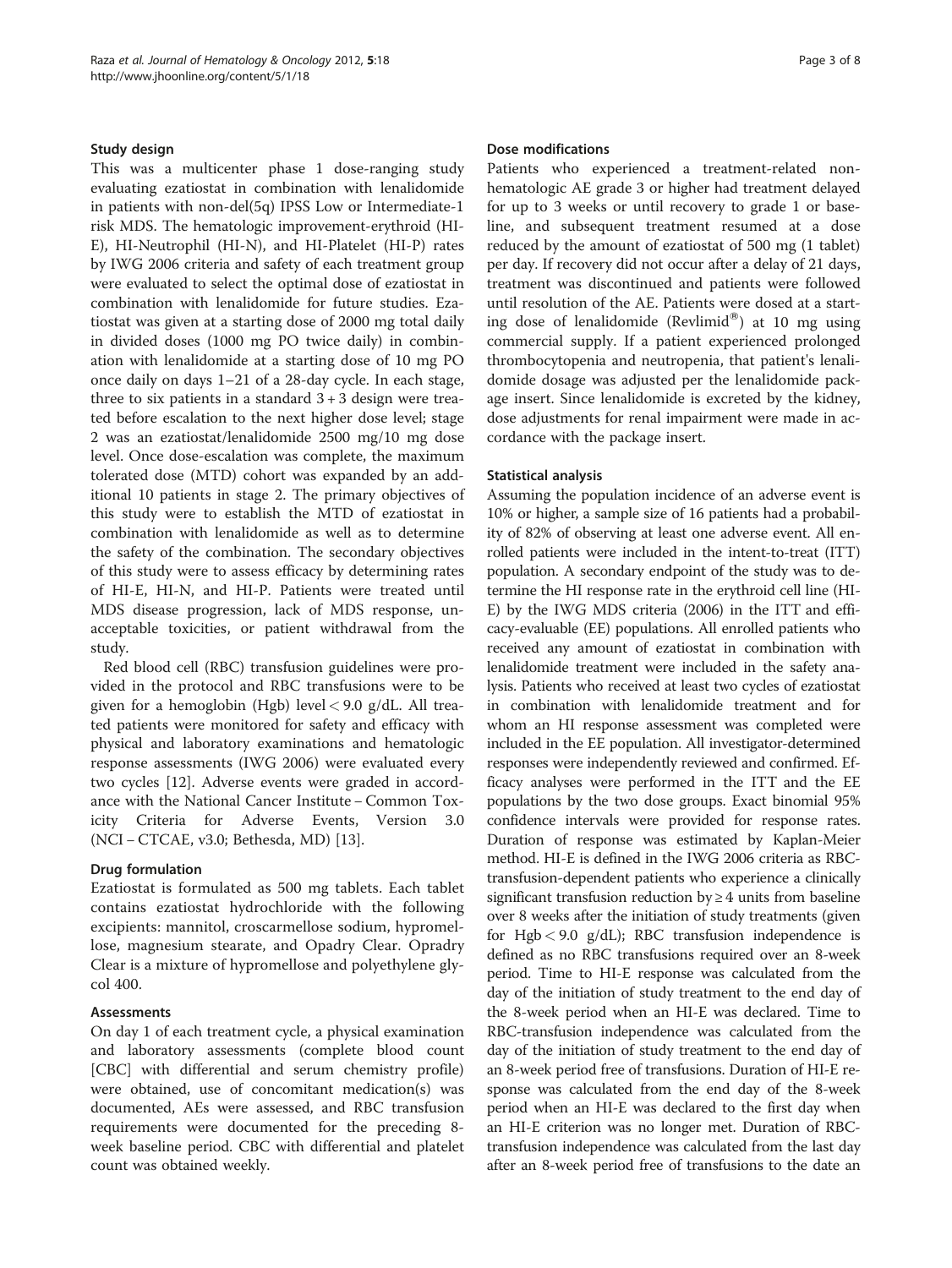### Study design

This was a multicenter phase 1 dose-ranging study evaluating ezatiostat in combination with lenalidomide in patients with non-del(5q) IPSS Low or Intermediate-1 risk MDS. The hematologic improvement-erythroid (HI-E), HI-Neutrophil (HI-N), and HI-Platelet (HI-P) rates by IWG 2006 criteria and safety of each treatment group were evaluated to select the optimal dose of ezatiostat in combination with lenalidomide for future studies. Ezatiostat was given at a starting dose of 2000 mg total daily in divided doses (1000 mg PO twice daily) in combination with lenalidomide at a starting dose of 10 mg PO once daily on days 1–21 of a 28-day cycle. In each stage, three to six patients in a standard 3 + 3 design were treated before escalation to the next higher dose level; stage 2 was an ezatiostat/lenalidomide 2500 mg/10 mg dose level. Once dose-escalation was complete, the maximum tolerated dose (MTD) cohort was expanded by an additional 10 patients in stage 2. The primary objectives of this study were to establish the MTD of ezatiostat in combination with lenalidomide as well as to determine the safety of the combination. The secondary objectives of this study were to assess efficacy by determining rates of HI-E, HI-N, and HI-P. Patients were treated until MDS disease progression, lack of MDS response, unacceptable toxicities, or patient withdrawal from the study.

Red blood cell (RBC) transfusion guidelines were provided in the protocol and RBC transfusions were to be given for a hemoglobin (Hgb) level < 9.0 g/dL. All treated patients were monitored for safety and efficacy with physical and laboratory examinations and hematologic response assessments (IWG 2006) were evaluated every two cycles [12]. Adverse events were graded in accordance with the National Cancer Institute – Common Toxicity Criteria for Adverse Events, Version 3.0 (NCI – CTCAE, v3.0; Bethesda, MD) [13].

### Drug formulation

Ezatiostat is formulated as 500 mg tablets. Each tablet contains ezatiostat hydrochloride with the following excipients: mannitol, croscarmellose sodium, hypromellose, magnesium stearate, and Opadry Clear. Opradry Clear is a mixture of hypromellose and polyethylene glycol 400.

### Assessments

On day 1 of each treatment cycle, a physical examination and laboratory assessments (complete blood count [CBC] with differential and serum chemistry profile) were obtained, use of concomitant medication(s) was documented, AEs were assessed, and RBC transfusion requirements were documented for the preceding 8-week baseline period. CBC with differential and platelet count was obtained weekly.

### Dose modifications

Patients who experienced a treatment-related non-hematologic AE grade 3 or higher had treatment delayed for up to 3 weeks or until recovery to grade 1 or baseline, and subsequent treatment resumed at a dose reduced by the amount of ezatiostat of 500 mg (1 tablet) per day. If recovery did not occur after a delay of 21 days, treatment was discontinued and patients were followed until resolution of the AE. Patients were dosed at a starting dose of lenalidomide (Revlimid®) at 10 mg using commercial supply. If a patient experienced prolonged thrombocytopenia and neutropenia, that patient's lenalidomide dosage was adjusted per the lenalidomide package insert. Since lenalidomide is excreted by the kidney, dose adjustments for renal impairment were made in accordance with the package insert.

### Statistical analysis

Assuming the population incidence of an adverse event is 10% or higher, a sample size of 16 patients had a probability of 82% of observing at least one adverse event. All enrolled patients were included in the intent-to-treat (ITT) population. A secondary endpoint of the study was to determine the HI response rate in the erythroid cell line (HI-E) by the IWG MDS criteria (2006) in the ITT and efficacy-evaluable (EE) populations. All enrolled patients who received any amount of ezatiostat in combination with lenalidomide treatment were included in the safety analysis. Patients who received at least two cycles of ezatiostat in combination with lenalidomide treatment and for whom an HI response assessment was completed were included in the EE population. All investigator-determined responses were independently reviewed and confirmed. Efficacy analyses were performed in the ITT and the EE populations by the two dose groups. Exact binomial 95% confidence intervals were provided for response rates. Duration of response was estimated by Kaplan-Meier method. HI-E is defined in the IWG 2006 criteria as RBC-transfusion-dependent patients who experience a clinically significant transfusion reduction by ≥ 4 units from baseline over 8 weeks after the initiation of study treatments (given for Hgb < 9.0 g/dL); RBC transfusion independence is defined as no RBC transfusions required over an 8-week period. Time to HI-E response was calculated from the day of the initiation of study treatment to the end day of the 8-week period when an HI-E was declared. Time to RBC-transfusion independence was calculated from the day of the initiation of study treatment to the end day of an 8-week period free of transfusions. Duration of HI-E response was calculated from the end day of the 8-week period when an HI-E was declared to the first day when an HI-E criterion was no longer met. Duration of RBC-transfusion independence was calculated from the last day after an 8-week period free of transfusions to the date an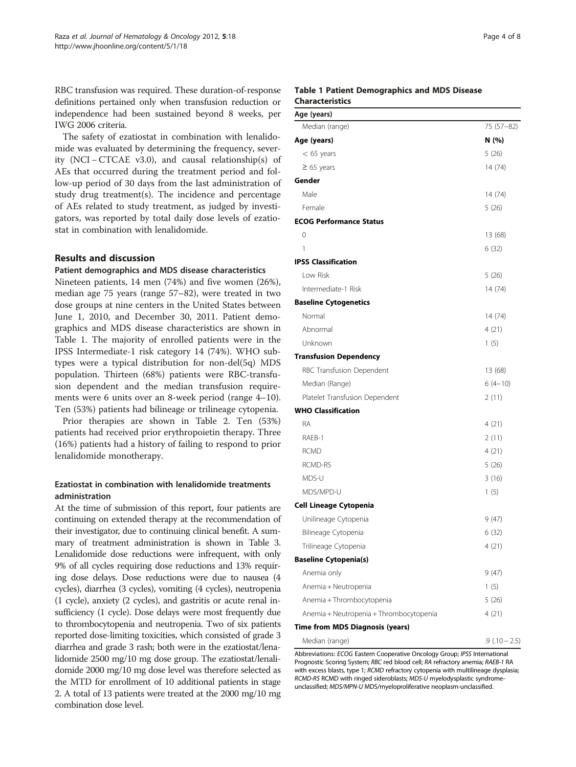RBC transfusion was required. These duration-of-response definitions pertained only when transfusion reduction or independence had been sustained beyond 8 weeks, per IWG 2006 criteria.

The safety of ezatiostat in combination with lenalidomide was evaluated by determining the frequency, severity (NCI – CTCAE v3.0), and causal relationship(s) of AEs that occurred during the treatment period and follow-up period of 30 days from the last administration of study drug treatment(s). The incidence and percentage of AEs related to study treatment, as judged by investigators, was reported by total daily dose levels of ezatiostat in combination with lenalidomide.

## Results and discussion

### Patient demographics and MDS disease characteristics

Nineteen patients, 14 men (74%) and five women (26%), median age 75 years (range 57–82), were treated in two dose groups at nine centers in the United States between June 1, 2010, and December 30, 2011. Patient demographics and MDS disease characteristics are shown in Table 1. The majority of enrolled patients were in the IPSS Intermediate-1 risk category 14 (74%). WHO subtypes were a typical distribution for non-del(5q) MDS population. Thirteen (68%) patients were RBC-transfusion dependent and the median transfusion requirements were 6 units over an 8-week period (range 4–10). Ten (53%) patients had bilineage or trilineage cytopenia.

Prior therapies are shown in Table 2. Ten (53%) patients had received prior erythropoietin therapy. Three (16%) patients had a history of failing to respond to prior lenalidomide monotherapy.

### Ezatiostat in combination with lenalidomide treatments administration

At the time of submission of this report, four patients are continuing on extended therapy at the recommendation of their investigator, due to continuing clinical benefit. A summary of treatment administration is shown in Table 3. Lenalidomide dose reductions were infrequent, with only 9% of all cycles requiring dose reductions and 13% requiring dose delays. Dose reductions were due to nausea (4 cycles), diarrhea (3 cycles), vomiting (4 cycles), neutropenia (1 cycle), anxiety (2 cycles), and gastritis or acute renal insufficiency (1 cycle). Dose delays were most frequently due to thrombocytopenia and neutropenia. Two of six patients reported dose-limiting toxicities, which consisted of grade 3 diarrhea and grade 3 rash; both were in the ezatiostat/lenalidomide 2500 mg/10 mg dose group. The ezatiostat/lenalidomide 2000 mg/10 mg dose level was therefore selected as the MTD for enrollment of 10 additional patients in stage 2. A total of 13 patients were treated at the 2000 mg/10 mg combination dose level.

**Table 1 Patient Demographics and MDS Disease Characteristics**

| **Age (years)** | |
|---|---|
| Median (range) | 75 (57–82) |
| **Age (years)** | **N (%)** |
| < 65 years | 5 (26) |
| ≥ 65 years | 14 (74) |
| **Gender** | |
| Male | 14 (74) |
| Female | 5 (26) |
| **ECOG Performance Status** | |
| 0 | 13 (68) |
| 1 | 6 (32) |
| **IPSS Classification** | |
| Low Risk | 5 (26) |
| Intermediate-1 Risk | 14 (74) |
| **Baseline Cytogenetics** | |
| Normal | 14 (74) |
| Abnormal | 4 (21) |
| Unknown | 1 (5) |
| **Transfusion Dependency** | |
| RBC Transfusion Dependent | 13 (68) |
| Median (Range) | 6 (4–10) |
| Platelet Transfusion Dependent | 2 (11) |
| **WHO Classification** | |
| RA | 4 (21) |
| RAEB-1 | 2 (11) |
| RCMD | 4 (21) |
| RCMD-RS | 5 (26) |
| MDS-U | 3 (16) |
| MDS/MPD-U | 1 (5) |
| **Cell Lineage Cytopenia** | |
| Unilineage Cytopenia | 9 (47) |
| Bilineage Cytopenia | 6 (32) |
| Trilineage Cytopenia | 4 (21) |
| **Baseline Cytopenia(s)** | |
| Anemia only | 9 (47) |
| Anemia + Neutropenia | 1 (5) |
| Anemia + Thrombocytopenia | 5 (26) |
| Anemia + Neutropenia + Thrombocytopenia | 4 (21) |
| **Time from MDS Diagnosis (years)** | |
| Median (range) | .9 (.10 – 2.5) |

Abbreviations: *ECOG* Eastern Cooperative Oncology Group; *IPSS* International Prognostic Scoring System; *RBC* red blood cell; *RA* refractory anemia; *RAEB-1* RA with excess blasts, type 1; *RCMD* refractory cytopenia with multilineage dysplasia; *RCMD-RS* RCMD with ringed sideroblasts; *MDS-U* myelodysplastic syndrome-unclassified; *MDS/MPN-U* MDS/myeloproliferative neoplasm-unclassified.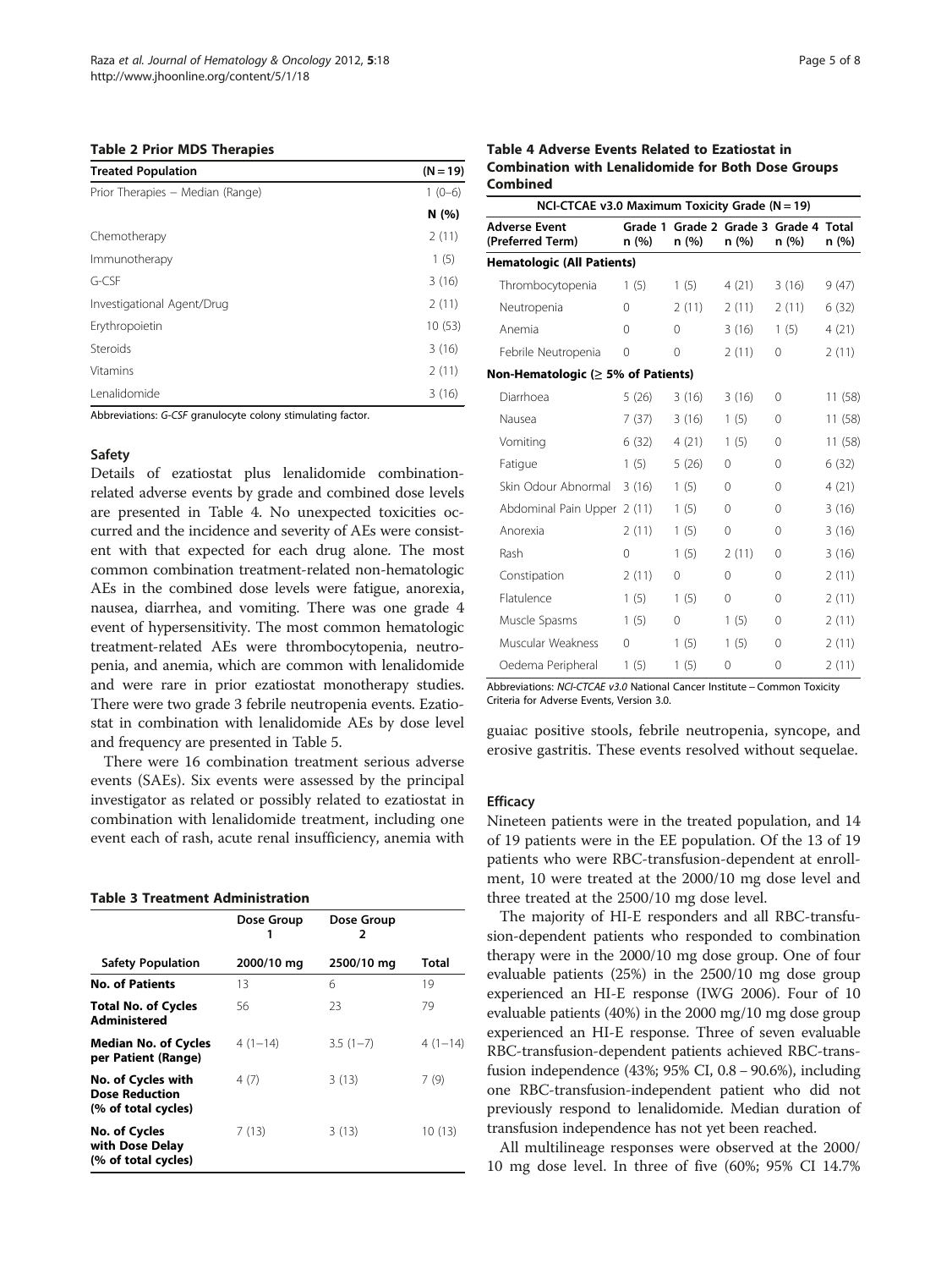**Table 2 Prior MDS Therapies**

| Treated Population | (N = 19) |
|---|---|
| Prior Therapies – Median (Range) | 1 (0–6) |
| | **N (%)** |
| Chemotherapy | 2 (11) |
| Immunotherapy | 1 (5) |
| G-CSF | 3 (16) |
| Investigational Agent/Drug | 2 (11) |
| Erythropoietin | 10 (53) |
| Steroids | 3 (16) |
| Vitamins | 2 (11) |
| Lenalidomide | 3 (16) |

Abbreviations: *G-CSF* granulocyte colony stimulating factor.

### Safety

Details of ezatiostat plus lenalidomide combination-related adverse events by grade and combined dose levels are presented in Table 4. No unexpected toxicities occurred and the incidence and severity of AEs were consistent with that expected for each drug alone. The most common combination treatment-related non-hematologic AEs in the combined dose levels were fatigue, anorexia, nausea, diarrhea, and vomiting. There was one grade 4 event of hypersensitivity. The most common hematologic treatment-related AEs were thrombocytopenia, neutropenia, and anemia, which are common with lenalidomide and were rare in prior ezatiostat monotherapy studies. There were two grade 3 febrile neutropenia events. Ezatiostat in combination with lenalidomide AEs by dose level and frequency are presented in Table 5.

There were 16 combination treatment serious adverse events (SAEs). Six events were assessed by the principal investigator as related or possibly related to ezatiostat in combination with lenalidomide treatment, including one event each of rash, acute renal insufficiency, anemia with guaiac positive stools, febrile neutropenia, syncope, and erosive gastritis. These events resolved without sequelae.

**Table 3 Treatment Administration**

| Safety Population | Dose Group 1 2000/10 mg | Dose Group 2 2500/10 mg | Total |
|---|---|---|---|
| **No. of Patients** | 13 | 6 | 19 |
| **Total No. of Cycles Administered** | 56 | 23 | 79 |
| **Median No. of Cycles per Patient (Range)** | 4 (1–14) | 3.5 (1–7) | 4 (1–14) |
| **No. of Cycles with Dose Reduction (% of total cycles)** | 4 (7) | 3 (13) | 7 (9) |
| **No. of Cycles with Dose Delay (% of total cycles)** | 7 (13) | 3 (13) | 10 (13) |

**Table 4 Adverse Events Related to Ezatiostat in Combination with Lenalidomide for Both Dose Groups Combined**

| NCI-CTCAE v3.0 Maximum Toxicity Grade (N = 19) | | | | | |
|---|---|---|---|---|---|
| **Adverse Event (Preferred Term)** | **Grade 1 n (%)** | **Grade 2 n (%)** | **Grade 3 n (%)** | **Grade 4 n (%)** | **Total n (%)** |
| **Hematologic (All Patients)** | | | | | |
| Thrombocytopenia | 1 (5) | 1 (5) | 4 (21) | 3 (16) | 9 (47) |
| Neutropenia | 0 | 2 (11) | 2 (11) | 2 (11) | 6 (32) |
| Anemia | 0 | 0 | 3 (16) | 1 (5) | 4 (21) |
| Febrile Neutropenia | 0 | 0 | 2 (11) | 0 | 2 (11) |
| **Non-Hematologic (≥ 5% of Patients)** | | | | | |
| Diarrhoea | 5 (26) | 3 (16) | 3 (16) | 0 | 11 (58) |
| Nausea | 7 (37) | 3 (16) | 1 (5) | 0 | 11 (58) |
| Vomiting | 6 (32) | 4 (21) | 1 (5) | 0 | 11 (58) |
| Fatigue | 1 (5) | 5 (26) | 0 | 0 | 6 (32) |
| Skin Odour Abnormal | 3 (16) | 1 (5) | 0 | 0 | 4 (21) |
| Abdominal Pain Upper | 2 (11) | 1 (5) | 0 | 0 | 3 (16) |
| Anorexia | 2 (11) | 1 (5) | 0 | 0 | 3 (16) |
| Rash | 0 | 1 (5) | 2 (11) | 0 | 3 (16) |
| Constipation | 2 (11) | 0 | 0 | 0 | 2 (11) |
| Flatulence | 1 (5) | 1 (5) | 0 | 0 | 2 (11) |
| Muscle Spasms | 1 (5) | 0 | 1 (5) | 0 | 2 (11) |
| Muscular Weakness | 0 | 1 (5) | 1 (5) | 0 | 2 (11) |
| Oedema Peripheral | 1 (5) | 1 (5) | 0 | 0 | 2 (11) |

Abbreviations: *NCI-CTCAE v3.0* National Cancer Institute – Common Toxicity Criteria for Adverse Events, Version 3.0.

### Efficacy

Nineteen patients were in the treated population, and 14 of 19 patients were in the EE population. Of the 13 of 19 patients who were RBC-transfusion-dependent at enrollment, 10 were treated at the 2000/10 mg dose level and three treated at the 2500/10 mg dose level.

The majority of HI-E responders and all RBC-transfusion-dependent patients who responded to combination therapy were in the 2000/10 mg dose group. One of four evaluable patients (25%) in the 2500/10 mg dose group experienced an HI-E response (IWG 2006). Four of 10 evaluable patients (40%) in the 2000 mg/10 mg dose group experienced an HI-E response. Three of seven evaluable RBC-transfusion-dependent patients achieved RBC-transfusion independence (43%; 95% CI, 0.8 – 90.6%), including one RBC-transfusion-independent patient who did not previously respond to lenalidomide. Median duration of transfusion independence has not yet been reached.

All multilineage responses were observed at the 2000/10 mg dose level. In three of five (60%; 95% CI 14.7%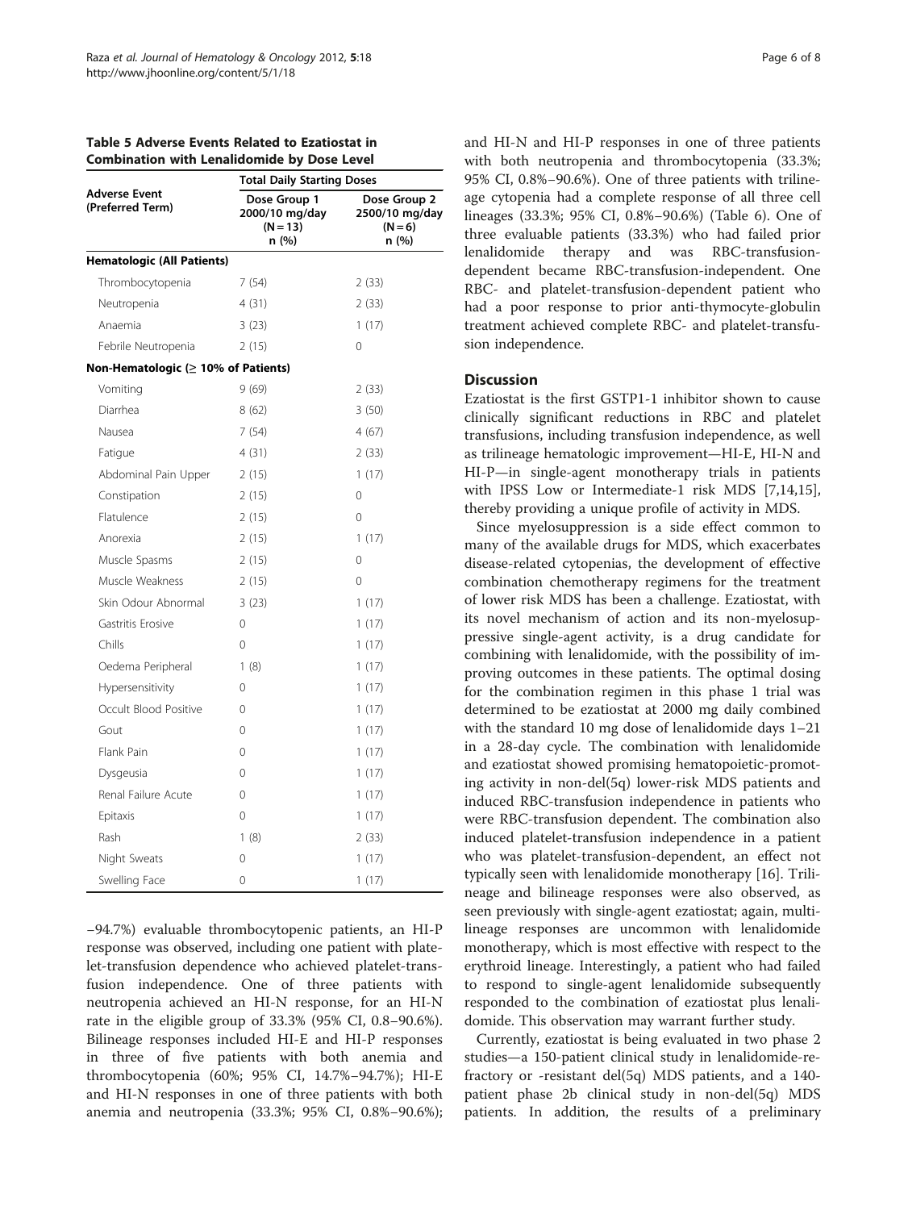**Table 5 Adverse Events Related to Ezatiostat in Combination with Lenalidomide by Dose Level**

| Adverse Event (Preferred Term) | Total Daily Starting Doses | |
|---|---|---|
| | Dose Group 1 2000/10 mg/day (N = 13) n (%) | Dose Group 2 2500/10 mg/day (N = 6) n (%) |
| **Hematologic (All Patients)** | | |
| Thrombocytopenia | 7 (54) | 2 (33) |
| Neutropenia | 4 (31) | 2 (33) |
| Anaemia | 3 (23) | 1 (17) |
| Febrile Neutropenia | 2 (15) | 0 |
| **Non-Hematologic (≥ 10% of Patients)** | | |
| Vomiting | 9 (69) | 2 (33) |
| Diarrhea | 8 (62) | 3 (50) |
| Nausea | 7 (54) | 4 (67) |
| Fatigue | 4 (31) | 2 (33) |
| Abdominal Pain Upper | 2 (15) | 1 (17) |
| Constipation | 2 (15) | 0 |
| Flatulence | 2 (15) | 0 |
| Anorexia | 2 (15) | 1 (17) |
| Muscle Spasms | 2 (15) | 0 |
| Muscle Weakness | 2 (15) | 0 |
| Skin Odour Abnormal | 3 (23) | 1 (17) |
| Gastritis Erosive | 0 | 1 (17) |
| Chills | 0 | 1 (17) |
| Oedema Peripheral | 1 (8) | 1 (17) |
| Hypersensitivity | 0 | 1 (17) |
| Occult Blood Positive | 0 | 1 (17) |
| Gout | 0 | 1 (17) |
| Flank Pain | 0 | 1 (17) |
| Dysgeusia | 0 | 1 (17) |
| Renal Failure Acute | 0 | 1 (17) |
| Epitaxis | 0 | 1 (17) |
| Rash | 1 (8) | 2 (33) |
| Night Sweats | 0 | 1 (17) |
| Swelling Face | 0 | 1 (17) |

–94.7%) evaluable thrombocytopenic patients, an HI-P response was observed, including one patient with platelet-transfusion dependence who achieved platelet-transfusion independence. One of three patients with neutropenia achieved an HI-N response, for an HI-N rate in the eligible group of 33.3% (95% CI, 0.8–90.6%). Bilineage responses included HI-E and HI-P responses in three of five patients with both anemia and thrombocytopenia (60%; 95% CI, 14.7%–94.7%); HI-E and HI-N responses in one of three patients with both anemia and neutropenia (33.3%; 95% CI, 0.8%–90.6%); and HI-N and HI-P responses in one of three patients with both neutropenia and thrombocytopenia (33.3%; 95% CI, 0.8%–90.6%). One of three patients with trilineage cytopenia had a complete response of all three cell lineages (33.3%; 95% CI, 0.8%–90.6%) (Table 6). One of three evaluable patients (33.3%) who had failed prior lenalidomide therapy and was RBC-transfusion-dependent became RBC-transfusion-independent. One RBC- and platelet-transfusion-dependent patient who had a poor response to prior anti-thymocyte-globulin treatment achieved complete RBC- and platelet-transfusion independence.

## Discussion

Ezatiostat is the first GSTP1-1 inhibitor shown to cause clinically significant reductions in RBC and platelet transfusions, including transfusion independence, as well as trilineage hematologic improvement—HI-E, HI-N and HI-P—in single-agent monotherapy trials in patients with IPSS Low or Intermediate-1 risk MDS [7,14,15], thereby providing a unique profile of activity in MDS.

Since myelosuppression is a side effect common to many of the available drugs for MDS, which exacerbates disease-related cytopenias, the development of effective combination chemotherapy regimens for the treatment of lower risk MDS has been a challenge. Ezatiostat, with its novel mechanism of action and its non-myelosuppressive single-agent activity, is a drug candidate for combining with lenalidomide, with the possibility of improving outcomes in these patients. The optimal dosing for the combination regimen in this phase 1 trial was determined to be ezatiostat at 2000 mg daily combined with the standard 10 mg dose of lenalidomide days 1–21 in a 28-day cycle. The combination with lenalidomide and ezatiostat showed promising hematopoietic-promoting activity in non-del(5q) lower-risk MDS patients and induced RBC-transfusion independence in patients who were RBC-transfusion dependent. The combination also induced platelet-transfusion independence in a patient who was platelet-transfusion-dependent, an effect not typically seen with lenalidomide monotherapy [16]. Trilineage and bilineage responses were also observed, as seen previously with single-agent ezatiostat; again, multi-lineage responses are uncommon with lenalidomide monotherapy, which is most effective with respect to the erythroid lineage. Interestingly, a patient who had failed to respond to single-agent lenalidomide subsequently responded to the combination of ezatiostat plus lenalidomide. This observation may warrant further study.

Currently, ezatiostat is being evaluated in two phase 2 studies—a 150-patient clinical study in lenalidomide-refractory or -resistant del(5q) MDS patients, and a 140-patient phase 2b clinical study in non-del(5q) MDS patients. In addition, the results of a preliminary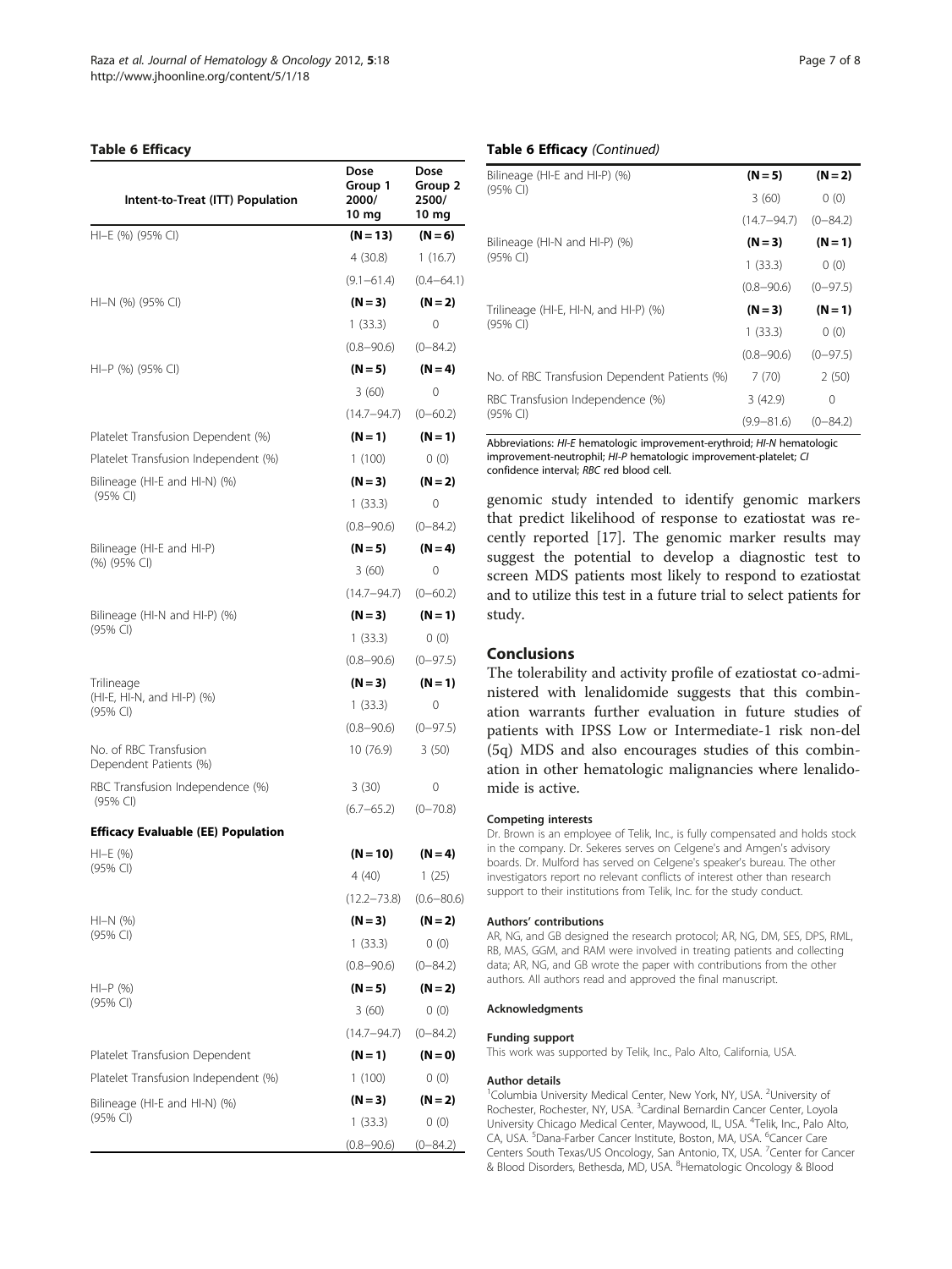**Table 6 Efficacy**

| Intent-to-Treat (ITT) Population | Dose Group 1 2000/ 10 mg | Dose Group 2 2500/ 10 mg |
|---|---|---|
| HI–E (%) (95% CI) | **(N = 13)** | **(N = 6)** |
| | 4 (30.8) | 1 (16.7) |
| | (9.1–61.4) | (0.4–64.1) |
| HI–N (%) (95% CI) | **(N = 3)** | **(N = 2)** |
| | 1 (33.3) | 0 |
| | (0.8–90.6) | (0–84.2) |
| HI–P (%) (95% CI) | **(N = 5)** | **(N = 4)** |
| | 3 (60) | 0 |
| | (14.7–94.7) | (0–60.2) |
| Platelet Transfusion Dependent (%) | **(N = 1)** | **(N = 1)** |
| Platelet Transfusion Independent (%) | 1 (100) | 0 (0) |
| Bilineage (HI-E and HI-N) (%) (95% CI) | **(N = 3)** | **(N = 2)** |
| | 1 (33.3) | 0 |
| | (0.8–90.6) | (0–84.2) |
| Bilineage (HI-E and HI-P) (%) (95% CI) | **(N = 5)** | **(N = 4)** |
| | 3 (60) | 0 |
| | (14.7–94.7) | (0–60.2) |
| Bilineage (HI-N and HI-P) (%) (95% CI) | **(N = 3)** | **(N = 1)** |
| | 1 (33.3) | 0 (0) |
| | (0.8–90.6) | (0–97.5) |
| Trilineage (HI-E, HI-N, and HI-P) (%) (95% CI) | **(N = 3)** | **(N = 1)** |
| | 1 (33.3) | 0 |
| | (0.8–90.6) | (0–97.5) |
| No. of RBC Transfusion Dependent Patients (%) | 10 (76.9) | 3 (50) |
| RBC Transfusion Independence (%) (95% CI) | 3 (30) | 0 |
| | (6.7–65.2) | (0–70.8) |
| **Efficacy Evaluable (EE) Population** | | |
| HI–E (%) (95% CI) | **(N = 10)** | **(N = 4)** |
| | 4 (40) | 1 (25) |
| | (12.2–73.8) | (0.6–80.6) |
| HI–N (%) (95% CI) | **(N = 3)** | **(N = 2)** |
| | 1 (33.3) | 0 (0) |
| | (0.8–90.6) | (0–84.2) |
| HI–P (%) (95% CI) | **(N = 5)** | **(N = 2)** |
| | 3 (60) | 0 (0) |
| | (14.7–94.7) | (0–84.2) |
| Platelet Transfusion Dependent | **(N = 1)** | **(N = 0)** |
| Platelet Transfusion Independent (%) | 1 (100) | 0 (0) |
| Bilineage (HI-E and HI-N) (%) (95% CI) | **(N = 3)** | **(N = 2)** |
| | 1 (33.3) | 0 (0) |
| | (0.8–90.6) | (0–84.2) |
| Bilineage (HI-E and HI-P) (%) (95% CI) | **(N = 5)** | **(N = 2)** |
| | 3 (60) | 0 (0) |
| | (14.7–94.7) | (0–84.2) |
| Bilineage (HI-N and HI-P) (%) (95% CI) | **(N = 3)** | **(N = 1)** |
| | 1 (33.3) | 0 (0) |
| | (0.8–90.6) | (0–97.5) |
| Trilineage (HI-E, HI-N, and HI-P) (%) (95% CI) | **(N = 3)** | **(N = 1)** |
| | 1 (33.3) | 0 (0) |
| | (0.8–90.6) | (0–97.5) |
| No. of RBC Transfusion Dependent Patients (%) | 7 (70) | 2 (50) |
| RBC Transfusion Independence (%) (95% CI) | 3 (42.9) | 0 |
| | (9.9–81.6) | (0–84.2) |

Abbreviations: *HI-E* hematologic improvement-erythroid; *HI-N* hematologic improvement-neutrophil; *HI-P* hematologic improvement-platelet; *CI* confidence interval; *RBC* red blood cell.

genomic study intended to identify genomic markers that predict likelihood of response to ezatiostat was recently reported [17]. The genomic marker results may suggest the potential to develop a diagnostic test to screen MDS patients most likely to respond to ezatiostat and to utilize this test in a future trial to select patients for study.

## Conclusions

The tolerability and activity profile of ezatiostat co-administered with lenalidomide suggests that this combination warrants further evaluation in future studies of patients with IPSS Low or Intermediate-1 risk non-del (5q) MDS and also encourages studies of this combination in other hematologic malignancies where lenalidomide is active.

#### Competing interests

Dr. Brown is an employee of Telik, Inc., is fully compensated and holds stock in the company. Dr. Sekeres serves on Celgene's and Amgen's advisory boards. Dr. Mulford has served on Celgene's speaker's bureau. The other investigators report no relevant conflicts of interest other than research support to their institutions from Telik, Inc. for the study conduct.

#### Authors' contributions

AR, NG, and GB designed the research protocol; AR, NG, DM, SES, DPS, RML, RB, MAS, GGM, and RAM were involved in treating patients and collecting data; AR, NG, and GB wrote the paper with contributions from the other authors. All authors read and approved the final manuscript.

#### Acknowledgments

#### Funding support

This work was supported by Telik, Inc., Palo Alto, California, USA.

#### Author details

[1]Columbia University Medical Center, New York, NY, USA. [2]University of Rochester, Rochester, NY, USA. [3]Cardinal Bernardin Cancer Center, Loyola University Chicago Medical Center, Maywood, IL, USA. [4]Telik, Inc., Palo Alto, CA, USA. [5]Dana-Farber Cancer Institute, Boston, MA, USA. [6]Cancer Care Centers South Texas/US Oncology, San Antonio, TX, USA. [7]Center for Cancer & Blood Disorders, Bethesda, MD, USA. [8]Hematologic Oncology & Blood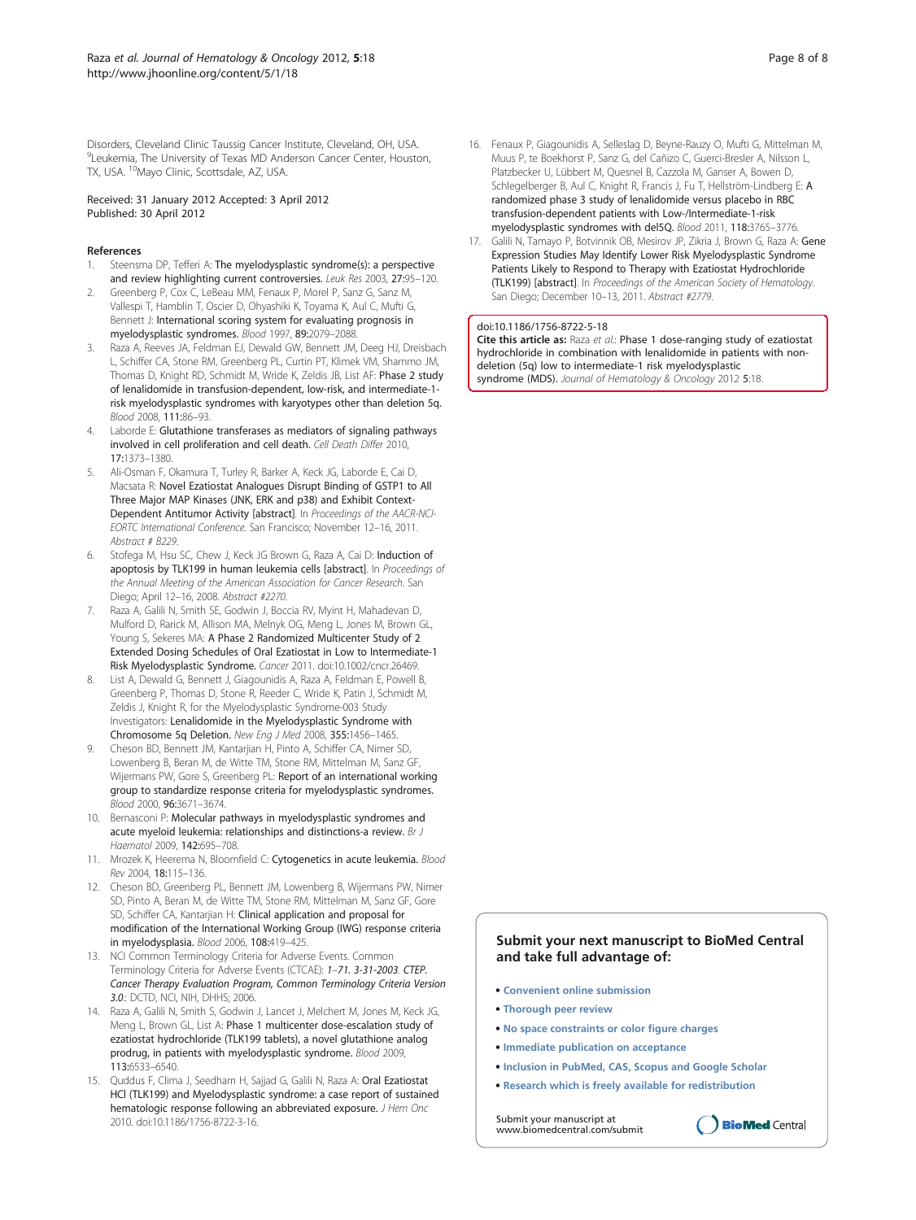Disorders, Cleveland Clinic Taussig Cancer Institute, Cleveland, OH, USA. [9]Leukemia, The University of Texas MD Anderson Cancer Center, Houston, TX, USA. [10]Mayo Clinic, Scottsdale, AZ, USA.

Received: 31 January 2012 Accepted: 3 April 2012
Published: 30 April 2012

## References

1. Steensma DP, Tefferi A: **The myelodysplastic syndrome(s): a perspective and review highlighting current controversies.** *Leuk Res* 2003, **27:**95–120.
2. Greenberg P, Cox C, LeBeau MM, Fenaux P, Morel P, Sanz G, Sanz M, Vallespi T, Hamblin T, Oscier D, Ohyashiki K, Toyama K, Aul C, Mufti G, Bennett J: **International scoring system for evaluating prognosis in myelodysplastic syndromes.** *Blood* 1997, **89:**2079–2088.
3. Raza A, Reeves JA, Feldman EJ, Dewald GW, Bennett JM, Deeg HJ, Dreisbach L, Schiffer CA, Stone RM, Greenberg PL, Curtin PT, Klimek VM, Shammo JM, Thomas D, Knight RD, Schmidt M, Wride K, Zeldis JB, List AF: **Phase 2 study of lenalidomide in transfusion-dependent, low-risk, and intermediate-1-risk myelodysplastic syndromes with karyotypes other than deletion 5q.** *Blood* 2008, **111:**86–93.
4. Laborde E: **Glutathione transferases as mediators of signaling pathways involved in cell proliferation and cell death.** *Cell Death Differ* 2010, **17:**1373–1380.
5. Ali-Osman F, Okamura T, Turley R, Barker A, Keck JG, Laborde E, Cai D, Macsata R: **Novel Ezatiostat Analogues Disrupt Binding of GSTP1 to All Three Major MAP Kinases (JNK, ERK and p38) and Exhibit Context-Dependent Antitumor Activity [abstract].** In *Proceedings of the AACR-NCI-EORTC International Conference.* San Francisco; November 12–16, 2011. *Abstract # B229.*
6. Stofega M, Hsu SC, Chew J, Keck JG Brown G, Raza A, Cai D: **Induction of apoptosis by TLK199 in human leukemia cells [abstract].** In *Proceedings of the Annual Meeting of the American Association for Cancer Research.* San Diego; April 12–16, 2008. *Abstract #2270.*
7. Raza A, Galili N, Smith SE, Godwin J, Boccia RV, Myint H, Mahadevan D, Mulford D, Rarick M, Allison MA, Melnyk OG, Meng L, Jones M, Brown GL, Young S, Sekeres MA: **A Phase 2 Randomized Multicenter Study of 2 Extended Dosing Schedules of Oral Ezatiostat in Low to Intermediate-1 Risk Myelodysplastic Syndrome.** *Cancer* 2011. doi:10.1002/cncr.26469.
8. List A, Dewald G, Bennett J, Giagounidis A, Raza A, Feldman E, Powell B, Greenberg P, Thomas D, Stone R, Reeder C, Wride K, Patin J, Schmidt M, Zeldis J, Knight R, for the Myelodysplastic Syndrome-003 Study Investigators: **Lenalidomide in the Myelodysplastic Syndrome with Chromosome 5q Deletion.** *New Eng J Med* 2008, **355:**1456–1465.
9. Cheson BD, Bennett JM, Kantarjian H, Pinto A, Schiffer CA, Nimer SD, Lowenberg B, Beran M, de Witte TM, Stone RM, Mittelman M, Sanz GF, Wijermans PW, Gore S, Greenberg PL: **Report of an international working group to standardize response criteria for myelodysplastic syndromes.** *Blood* 2000, **96:**3671–3674.
10. Bernasconi P: **Molecular pathways in myelodysplastic syndromes and acute myeloid leukemia: relationships and distinctions-a review.** *Br J Haematol* 2009, **142:**695–708.
11. Mrozek K, Heerema N, Bloomfield C: **Cytogenetics in acute leukemia.** *Blood Rev* 2004, **18:**115–136.
12. Cheson BD, Greenberg PL, Bennett JM, Lowenberg B, Wijermans PW, Nimer SD, Pinto A, Beran M, de Witte TM, Stone RM, Mittelman M, Sanz GF, Gore SD, Schiffer CA, Kantarjian H: **Clinical application and proposal for modification of the International Working Group (IWG) response criteria in myelodysplasia.** *Blood* 2006, **108:**419–425.
13. NCI Common Terminology Criteria for Adverse Events. Common Terminology Criteria for Adverse Events (CTCAE): *1–71. 3-31-2003. CTEP. Cancer Therapy Evaluation Program, Common Terminology Criteria Version 3.0.:* DCTD, NCI, NIH, DHHS; 2006.
14. Raza A, Galili N, Smith S, Godwin J, Lancet J, Melchert M, Jones M, Keck JG, Meng L, Brown GL, List A: **Phase 1 multicenter dose-escalation study of ezatiostat hydrochloride (TLK199 tablets), a novel glutathione analog prodrug, in patients with myelodysplastic syndrome.** *Blood* 2009, **113:**6533–6540.
15. Quddus F, Clima J, Seedham H, Sajjad G, Galili N, Raza A: **Oral Ezatiostat HCl (TLK199) and Myelodysplastic syndrome: a case report of sustained hematologic response following an abbreviated exposure.** *J Hem Onc* 2010. doi:10.1186/1756-8722-3-16.
16. Fenaux P, Giagounidis A, Selleslag D, Beyne-Rauzy O, Mufti G, Mittelman M, Muus P, te Boekhorst P, Sanz G, del Cañizo C, Guerci-Bresler A, Nilsson L, Platzbecker U, Lübbert M, Quesnel B, Cazzola M, Ganser A, Bowen D, Schlegelberger B, Aul C, Knight R, Francis J, Fu T, Hellström-Lindberg E: **A randomized phase 3 study of lenalidomide versus placebo in RBC transfusion-dependent patients with Low-/Intermediate-1-risk myelodysplastic syndromes with del5Q.** *Blood* 2011, **118:**3765–3776.
17. Galili N, Tamayo P, Botvinnik OB, Mesirov JP, Zikria J, Brown G, Raza A: **Gene Expression Studies May Identify Lower Risk Myelodysplastic Syndrome Patients Likely to Respond to Therapy with Ezatiostat Hydrochloride (TLK199) [abstract].** In *Proceedings of the American Society of Hematology.* San Diego; December 10–13, 2011. *Abstract #2779.*

doi:10.1186/1756-8722-5-18

**Cite this article as:** Raza *et al.*: Phase 1 dose-ranging study of ezatiostat hydrochloride in combination with lenalidomide in patients with non-deletion (5q) low to intermediate-1 risk myelodysplastic syndrome (MDS). *Journal of Hematology & Oncology* 2012 **5**:18.

**Submit your next manuscript to BioMed Central and take full advantage of:**

- Convenient online submission
- Thorough peer review
- No space constraints or color figure charges
- Immediate publication on acceptance
- Inclusion in PubMed, CAS, Scopus and Google Scholar
- Research which is freely available for redistribution

Submit your manuscript at www.biomedcentral.com/submit

BioMed Central